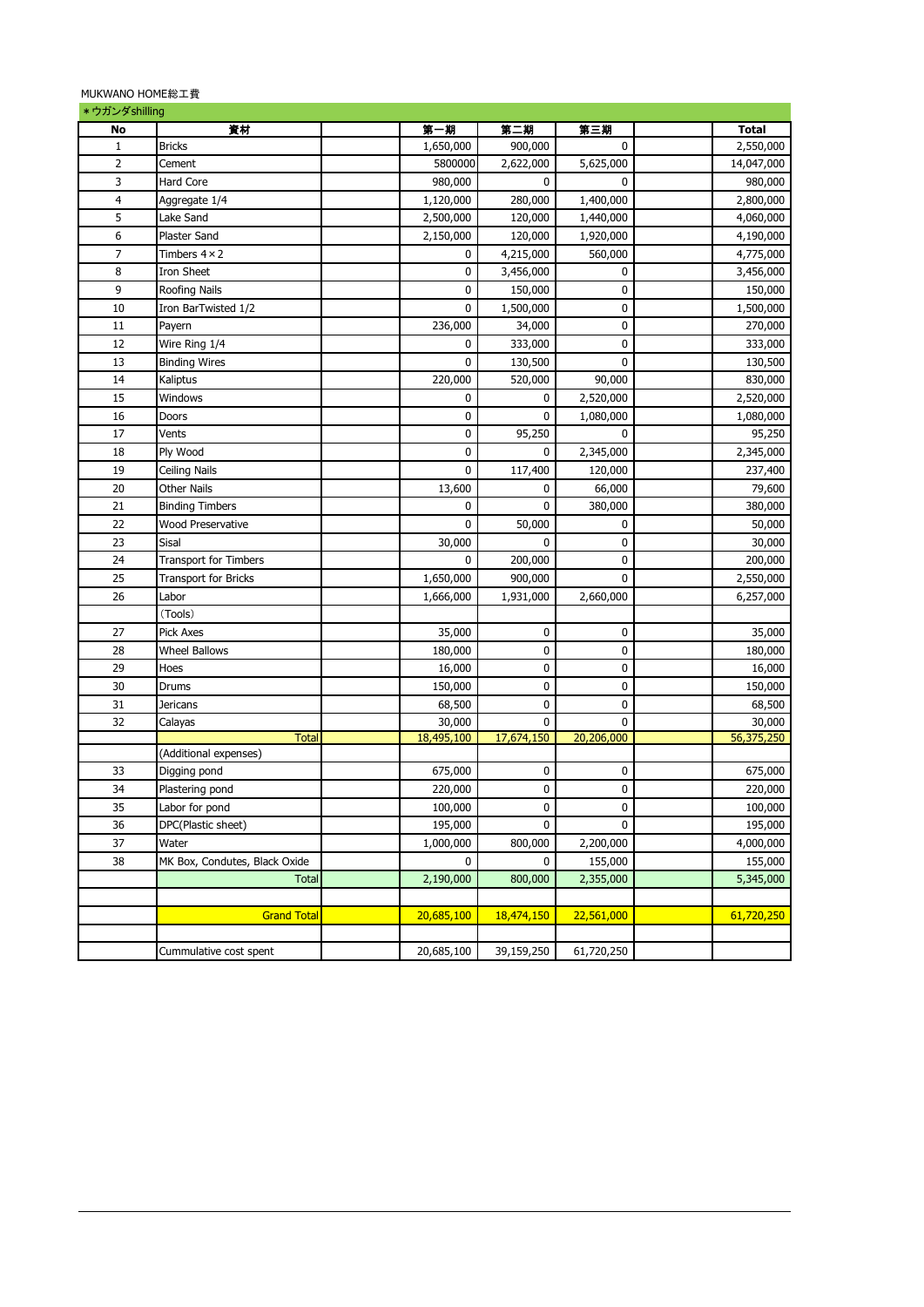MUKWANO HOME総工費

＊ウガンダshilling

| No | 資材 | | 第一期 | 第二期 | 第三期 | | Total |
|---|---|---|---|---|---|---|---|
| 1 | Bricks | | 1,650,000 | 900,000 | 0 | | 2,550,000 |
| 2 | Cement | | 5800000 | 2,622,000 | 5,625,000 | | 14,047,000 |
| 3 | Hard Core | | 980,000 | 0 | 0 | | 980,000 |
| 4 | Aggregate 1/4 | | 1,120,000 | 280,000 | 1,400,000 | | 2,800,000 |
| 5 | Lake Sand | | 2,500,000 | 120,000 | 1,440,000 | | 4,060,000 |
| 6 | Plaster Sand | | 2,150,000 | 120,000 | 1,920,000 | | 4,190,000 |
| 7 | Timbers 4×2 | | 0 | 4,215,000 | 560,000 | | 4,775,000 |
| 8 | Iron Sheet | | 0 | 3,456,000 | 0 | | 3,456,000 |
| 9 | Roofing Nails | | 0 | 150,000 | 0 | | 150,000 |
| 10 | Iron BarTwisted 1/2 | | 0 | 1,500,000 | 0 | | 1,500,000 |
| 11 | Payern | | 236,000 | 34,000 | 0 | | 270,000 |
| 12 | Wire Ring 1/4 | | 0 | 333,000 | 0 | | 333,000 |
| 13 | Binding Wires | | 0 | 130,500 | 0 | | 130,500 |
| 14 | Kaliptus | | 220,000 | 520,000 | 90,000 | | 830,000 |
| 15 | Windows | | 0 | 0 | 2,520,000 | | 2,520,000 |
| 16 | Doors | | 0 | 0 | 1,080,000 | | 1,080,000 |
| 17 | Vents | | 0 | 95,250 | 0 | | 95,250 |
| 18 | Ply Wood | | 0 | 0 | 2,345,000 | | 2,345,000 |
| 19 | Ceiling Nails | | 0 | 117,400 | 120,000 | | 237,400 |
| 20 | Other Nails | | 13,600 | 0 | 66,000 | | 79,600 |
| 21 | Binding Timbers | | 0 | 0 | 380,000 | | 380,000 |
| 22 | Wood Preservative | | 0 | 50,000 | 0 | | 50,000 |
| 23 | Sisal | | 30,000 | 0 | 0 | | 30,000 |
| 24 | Transport for Timbers | | 0 | 200,000 | 0 | | 200,000 |
| 25 | Transport for Bricks | | 1,650,000 | 900,000 | 0 | | 2,550,000 |
| 26 | Labor | | 1,666,000 | 1,931,000 | 2,660,000 | | 6,257,000 |
| | (Tools) | | | | | | |
| 27 | Pick Axes | | 35,000 | 0 | 0 | | 35,000 |
| 28 | Wheel Ballows | | 180,000 | 0 | 0 | | 180,000 |
| 29 | Hoes | | 16,000 | 0 | 0 | | 16,000 |
| 30 | Drums | | 150,000 | 0 | 0 | | 150,000 |
| 31 | Jericans | | 68,500 | 0 | 0 | | 68,500 |
| 32 | Calayas | | 30,000 | 0 | 0 | | 30,000 |
| | Total | | 18,495,100 | 17,674,150 | 20,206,000 | | 56,375,250 |
| | (Additional expenses) | | | | | | |
| 33 | Digging pond | | 675,000 | 0 | 0 | | 675,000 |
| 34 | Plastering pond | | 220,000 | 0 | 0 | | 220,000 |
| 35 | Labor for pond | | 100,000 | 0 | 0 | | 100,000 |
| 36 | DPC(Plastic sheet) | | 195,000 | 0 | 0 | | 195,000 |
| 37 | Water | | 1,000,000 | 800,000 | 2,200,000 | | 4,000,000 |
| 38 | MK Box, Condutes, Black Oxide | | 0 | 0 | 155,000 | | 155,000 |
| | Total | | 2,190,000 | 800,000 | 2,355,000 | | 5,345,000 |
| | | | | | | | |
| | Grand Total | | 20,685,100 | 18,474,150 | 22,561,000 | | 61,720,250 |
| | | | | | | | |
| | Cummulative cost spent | | 20,685,100 | 39,159,250 | 61,720,250 | | |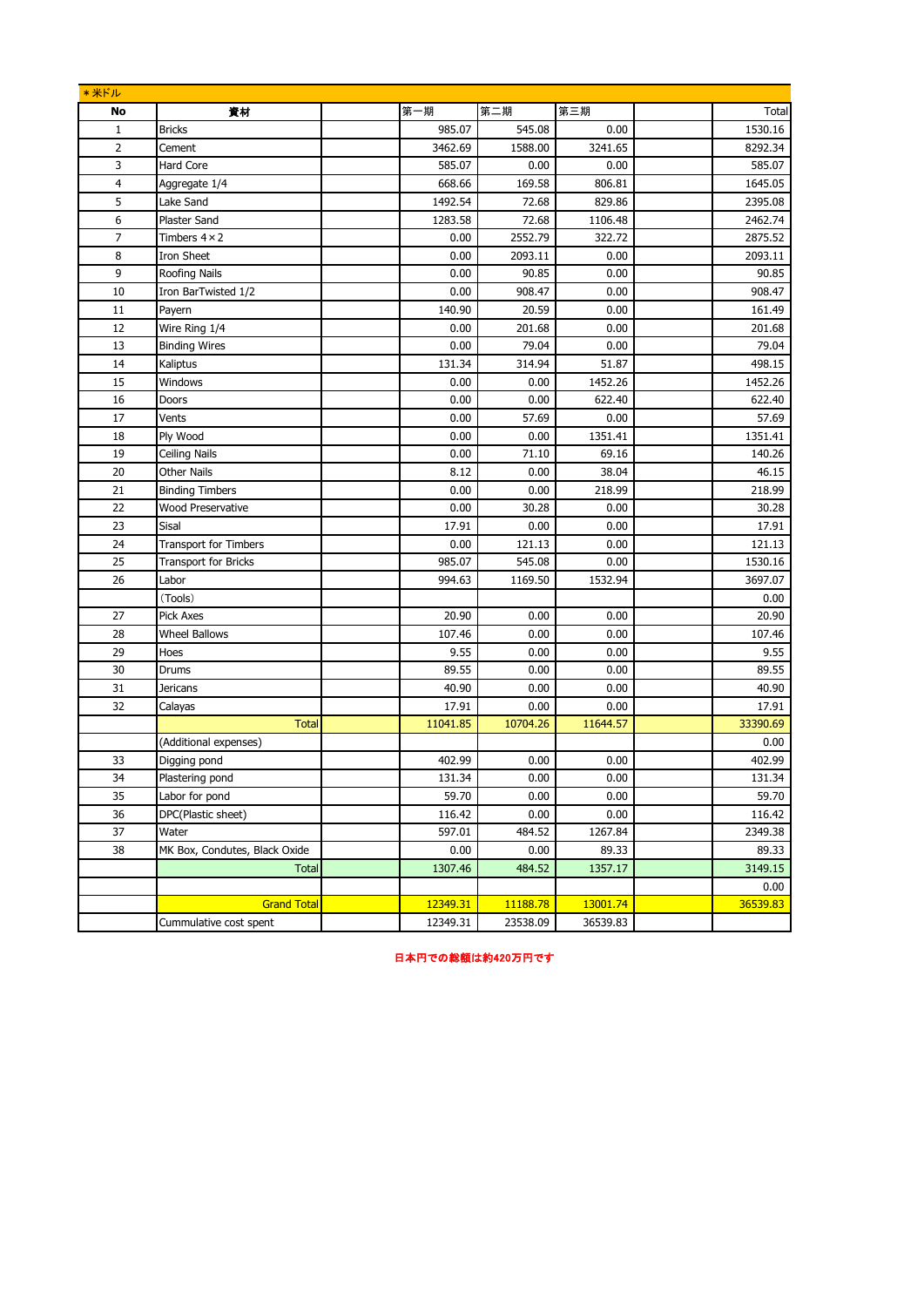＊米ドル

| No | 資材 | | 第一期 | 第二期 | 第三期 | | Total |
|---|---|---|---|---|---|---|---|
| 1 | Bricks | | 985.07 | 545.08 | 0.00 | | 1530.16 |
| 2 | Cement | | 3462.69 | 1588.00 | 3241.65 | | 8292.34 |
| 3 | Hard Core | | 585.07 | 0.00 | 0.00 | | 585.07 |
| 4 | Aggregate 1/4 | | 668.66 | 169.58 | 806.81 | | 1645.05 |
| 5 | Lake Sand | | 1492.54 | 72.68 | 829.86 | | 2395.08 |
| 6 | Plaster Sand | | 1283.58 | 72.68 | 1106.48 | | 2462.74 |
| 7 | Timbers 4×2 | | 0.00 | 2552.79 | 322.72 | | 2875.52 |
| 8 | Iron Sheet | | 0.00 | 2093.11 | 0.00 | | 2093.11 |
| 9 | Roofing Nails | | 0.00 | 90.85 | 0.00 | | 90.85 |
| 10 | Iron BarTwisted 1/2 | | 0.00 | 908.47 | 0.00 | | 908.47 |
| 11 | Payern | | 140.90 | 20.59 | 0.00 | | 161.49 |
| 12 | Wire Ring 1/4 | | 0.00 | 201.68 | 0.00 | | 201.68 |
| 13 | Binding Wires | | 0.00 | 79.04 | 0.00 | | 79.04 |
| 14 | Kaliptus | | 131.34 | 314.94 | 51.87 | | 498.15 |
| 15 | Windows | | 0.00 | 0.00 | 1452.26 | | 1452.26 |
| 16 | Doors | | 0.00 | 0.00 | 622.40 | | 622.40 |
| 17 | Vents | | 0.00 | 57.69 | 0.00 | | 57.69 |
| 18 | Ply Wood | | 0.00 | 0.00 | 1351.41 | | 1351.41 |
| 19 | Ceiling Nails | | 0.00 | 71.10 | 69.16 | | 140.26 |
| 20 | Other Nails | | 8.12 | 0.00 | 38.04 | | 46.15 |
| 21 | Binding Timbers | | 0.00 | 0.00 | 218.99 | | 218.99 |
| 22 | Wood Preservative | | 0.00 | 30.28 | 0.00 | | 30.28 |
| 23 | Sisal | | 17.91 | 0.00 | 0.00 | | 17.91 |
| 24 | Transport for Timbers | | 0.00 | 121.13 | 0.00 | | 121.13 |
| 25 | Transport for Bricks | | 985.07 | 545.08 | 0.00 | | 1530.16 |
| 26 | Labor | | 994.63 | 1169.50 | 1532.94 | | 3697.07 |
| | (Tools) | | | | | | 0.00 |
| 27 | Pick Axes | | 20.90 | 0.00 | 0.00 | | 20.90 |
| 28 | Wheel Ballows | | 107.46 | 0.00 | 0.00 | | 107.46 |
| 29 | Hoes | | 9.55 | 0.00 | 0.00 | | 9.55 |
| 30 | Drums | | 89.55 | 0.00 | 0.00 | | 89.55 |
| 31 | Jericans | | 40.90 | 0.00 | 0.00 | | 40.90 |
| 32 | Calayas | | 17.91 | 0.00 | 0.00 | | 17.91 |
| | Total | | 11041.85 | 10704.26 | 11644.57 | | 33390.69 |
| | (Additional expenses) | | | | | | 0.00 |
| 33 | Digging pond | | 402.99 | 0.00 | 0.00 | | 402.99 |
| 34 | Plastering pond | | 131.34 | 0.00 | 0.00 | | 131.34 |
| 35 | Labor for pond | | 59.70 | 0.00 | 0.00 | | 59.70 |
| 36 | DPC(Plastic sheet) | | 116.42 | 0.00 | 0.00 | | 116.42 |
| 37 | Water | | 597.01 | 484.52 | 1267.84 | | 2349.38 |
| 38 | MK Box, Condutes, Black Oxide | | 0.00 | 0.00 | 89.33 | | 89.33 |
| | Total | | 1307.46 | 484.52 | 1357.17 | | 3149.15 |
| | | | | | | | 0.00 |
| | Grand Total | | 12349.31 | 11188.78 | 13001.74 | | 36539.83 |
| | Cummulative cost spent | | 12349.31 | 23538.09 | 36539.83 | | |

日本円での総額は約420万円です